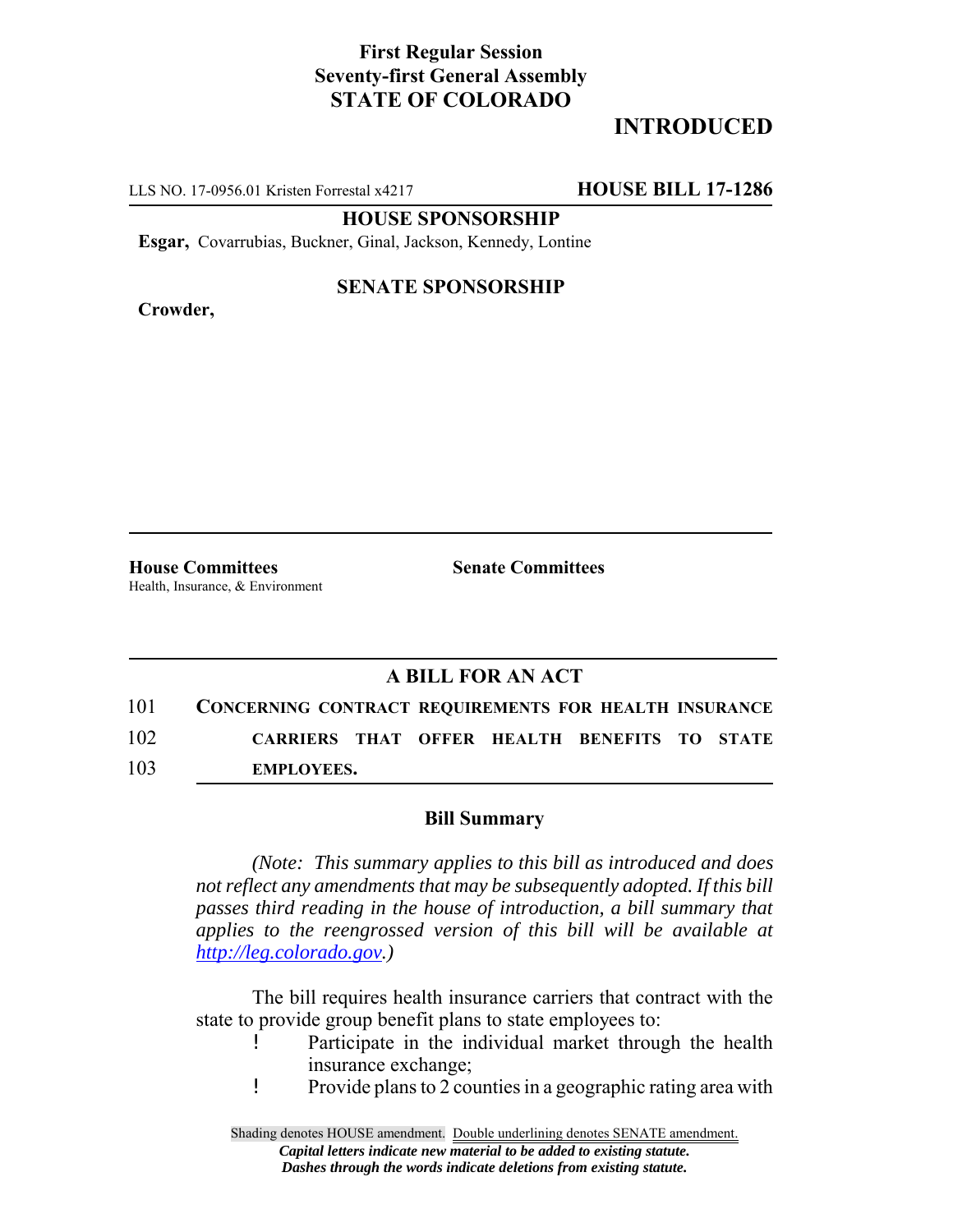# First Regular Session
# Seventy-first General Assembly
# STATE OF COLORADO

## INTRODUCED

LLS NO. 17-0956.01 Kristen Forrestal x4217 **HOUSE BILL 17-1286**

**HOUSE SPONSORSHIP**

**Esgar,** Covarrubias, Buckner, Ginal, Jackson, Kennedy, Lontine

**SENATE SPONSORSHIP**

**Crowder,**

**House Committees**
Health, Insurance, & Environment

**Senate Committees**

### A BILL FOR AN ACT

101 **CONCERNING CONTRACT REQUIREMENTS FOR HEALTH INSURANCE**
102 **CARRIERS THAT OFFER HEALTH BENEFITS TO STATE**
103 **EMPLOYEES.**

### Bill Summary

*(Note: This summary applies to this bill as introduced and does not reflect any amendments that may be subsequently adopted. If this bill passes third reading in the house of introduction, a bill summary that applies to the reengrossed version of this bill will be available at http://leg.colorado.gov.)*

The bill requires health insurance carriers that contract with the state to provide group benefit plans to state employees to:

- Participate in the individual market through the health insurance exchange;
- Provide plans to 2 counties in a geographic rating area with

Shading denotes HOUSE amendment. Double underlining denotes SENATE amendment.
*Capital letters indicate new material to be added to existing statute.*
*Dashes through the words indicate deletions from existing statute.*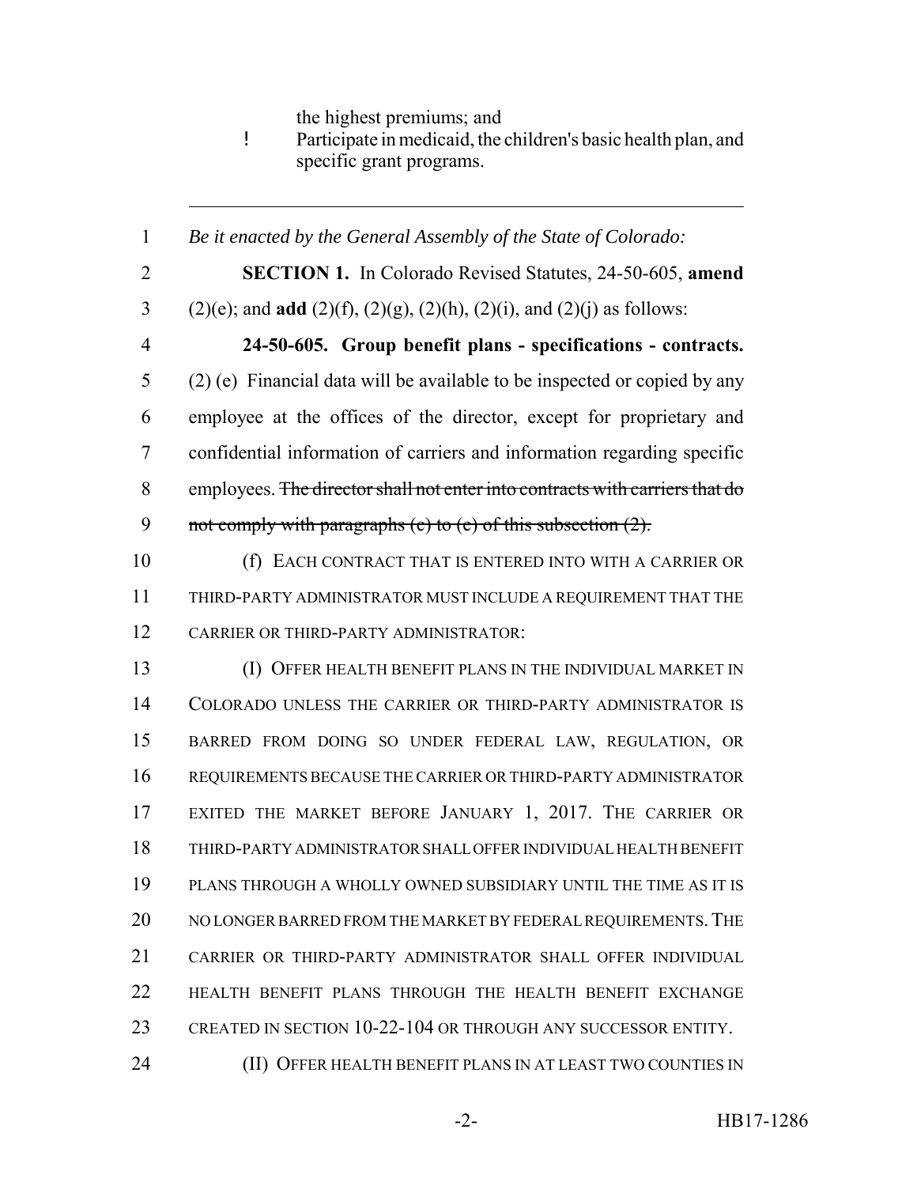the highest premiums; and

- Participate in medicaid, the children's basic health plan, and specific grant programs.

---

1 *Be it enacted by the General Assembly of the State of Colorado:*

2 **SECTION 1.** In Colorado Revised Statutes, 24-50-605, **amend**
3 (2)(e); and **add** (2)(f), (2)(g), (2)(h), (2)(i), and (2)(j) as follows:

4 **24-50-605. Group benefit plans - specifications - contracts.**
5 (2) (e) Financial data will be available to be inspected or copied by any
6 employee at the offices of the director, except for proprietary and
7 confidential information of carriers and information regarding specific
8 employees. ~~The director shall not enter into contracts with carriers that do~~
9 ~~not comply with paragraphs (c) to (e) of this subsection (2).~~

10 (f) EACH CONTRACT THAT IS ENTERED INTO WITH A CARRIER OR
11 THIRD-PARTY ADMINISTRATOR MUST INCLUDE A REQUIREMENT THAT THE
12 CARRIER OR THIRD-PARTY ADMINISTRATOR:

13 (I) OFFER HEALTH BENEFIT PLANS IN THE INDIVIDUAL MARKET IN
14 COLORADO UNLESS THE CARRIER OR THIRD-PARTY ADMINISTRATOR IS
15 BARRED FROM DOING SO UNDER FEDERAL LAW, REGULATION, OR
16 REQUIREMENTS BECAUSE THE CARRIER OR THIRD-PARTY ADMINISTRATOR
17 EXITED THE MARKET BEFORE JANUARY 1, 2017. THE CARRIER OR
18 THIRD-PARTY ADMINISTRATOR SHALL OFFER INDIVIDUAL HEALTH BENEFIT
19 PLANS THROUGH A WHOLLY OWNED SUBSIDIARY UNTIL THE TIME AS IT IS
20 NO LONGER BARRED FROM THE MARKET BY FEDERAL REQUIREMENTS. THE
21 CARRIER OR THIRD-PARTY ADMINISTRATOR SHALL OFFER INDIVIDUAL
22 HEALTH BENEFIT PLANS THROUGH THE HEALTH BENEFIT EXCHANGE
23 CREATED IN SECTION 10-22-104 OR THROUGH ANY SUCCESSOR ENTITY.

24 (II) OFFER HEALTH BENEFIT PLANS IN AT LEAST TWO COUNTIES IN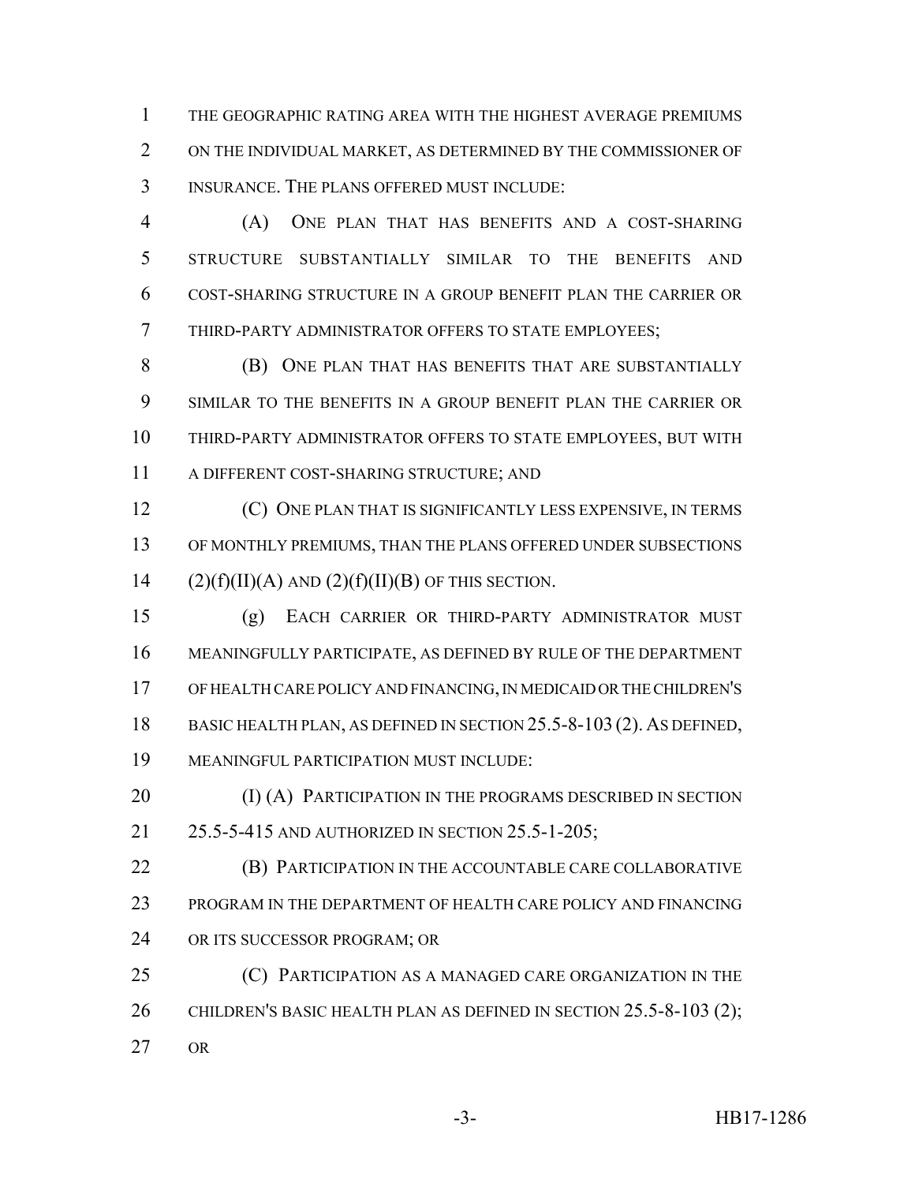THE GEOGRAPHIC RATING AREA WITH THE HIGHEST AVERAGE PREMIUMS ON THE INDIVIDUAL MARKET, AS DETERMINED BY THE COMMISSIONER OF INSURANCE. THE PLANS OFFERED MUST INCLUDE:

(A) ONE PLAN THAT HAS BENEFITS AND A COST-SHARING STRUCTURE SUBSTANTIALLY SIMILAR TO THE BENEFITS AND COST-SHARING STRUCTURE IN A GROUP BENEFIT PLAN THE CARRIER OR THIRD-PARTY ADMINISTRATOR OFFERS TO STATE EMPLOYEES;

(B) ONE PLAN THAT HAS BENEFITS THAT ARE SUBSTANTIALLY SIMILAR TO THE BENEFITS IN A GROUP BENEFIT PLAN THE CARRIER OR THIRD-PARTY ADMINISTRATOR OFFERS TO STATE EMPLOYEES, BUT WITH A DIFFERENT COST-SHARING STRUCTURE; AND

(C) ONE PLAN THAT IS SIGNIFICANTLY LESS EXPENSIVE, IN TERMS OF MONTHLY PREMIUMS, THAN THE PLANS OFFERED UNDER SUBSECTIONS (2)(f)(II)(A) AND (2)(f)(II)(B) OF THIS SECTION.

(g) EACH CARRIER OR THIRD-PARTY ADMINISTRATOR MUST MEANINGFULLY PARTICIPATE, AS DEFINED BY RULE OF THE DEPARTMENT OF HEALTH CARE POLICY AND FINANCING, IN MEDICAID OR THE CHILDREN'S BASIC HEALTH PLAN, AS DEFINED IN SECTION 25.5-8-103 (2). AS DEFINED, MEANINGFUL PARTICIPATION MUST INCLUDE:

(I) (A) PARTICIPATION IN THE PROGRAMS DESCRIBED IN SECTION 25.5-5-415 AND AUTHORIZED IN SECTION 25.5-1-205;

(B) PARTICIPATION IN THE ACCOUNTABLE CARE COLLABORATIVE PROGRAM IN THE DEPARTMENT OF HEALTH CARE POLICY AND FINANCING OR ITS SUCCESSOR PROGRAM; OR

(C) PARTICIPATION AS A MANAGED CARE ORGANIZATION IN THE CHILDREN'S BASIC HEALTH PLAN AS DEFINED IN SECTION 25.5-8-103 (2); OR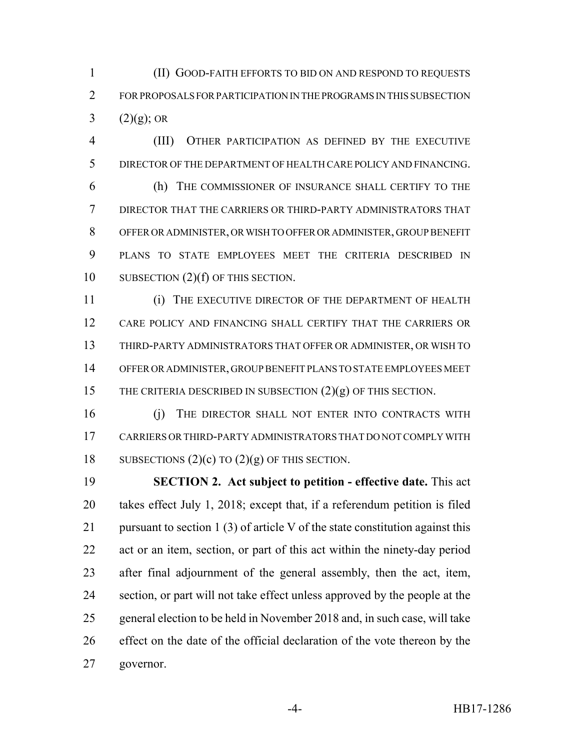(II) GOOD-FAITH EFFORTS TO BID ON AND RESPOND TO REQUESTS FOR PROPOSALS FOR PARTICIPATION IN THE PROGRAMS IN THIS SUBSECTION (2)(g); OR

(III) OTHER PARTICIPATION AS DEFINED BY THE EXECUTIVE DIRECTOR OF THE DEPARTMENT OF HEALTH CARE POLICY AND FINANCING.

(h) THE COMMISSIONER OF INSURANCE SHALL CERTIFY TO THE DIRECTOR THAT THE CARRIERS OR THIRD-PARTY ADMINISTRATORS THAT OFFER OR ADMINISTER, OR WISH TO OFFER OR ADMINISTER, GROUP BENEFIT PLANS TO STATE EMPLOYEES MEET THE CRITERIA DESCRIBED IN SUBSECTION (2)(f) OF THIS SECTION.

(i) THE EXECUTIVE DIRECTOR OF THE DEPARTMENT OF HEALTH CARE POLICY AND FINANCING SHALL CERTIFY THAT THE CARRIERS OR THIRD-PARTY ADMINISTRATORS THAT OFFER OR ADMINISTER, OR WISH TO OFFER OR ADMINISTER, GROUP BENEFIT PLANS TO STATE EMPLOYEES MEET THE CRITERIA DESCRIBED IN SUBSECTION (2)(g) OF THIS SECTION.

(j) THE DIRECTOR SHALL NOT ENTER INTO CONTRACTS WITH CARRIERS OR THIRD-PARTY ADMINISTRATORS THAT DO NOT COMPLY WITH SUBSECTIONS (2)(c) TO (2)(g) OF THIS SECTION.

**SECTION 2. Act subject to petition - effective date.** This act takes effect July 1, 2018; except that, if a referendum petition is filed pursuant to section 1 (3) of article V of the state constitution against this act or an item, section, or part of this act within the ninety-day period after final adjournment of the general assembly, then the act, item, section, or part will not take effect unless approved by the people at the general election to be held in November 2018 and, in such case, will take effect on the date of the official declaration of the vote thereon by the governor.